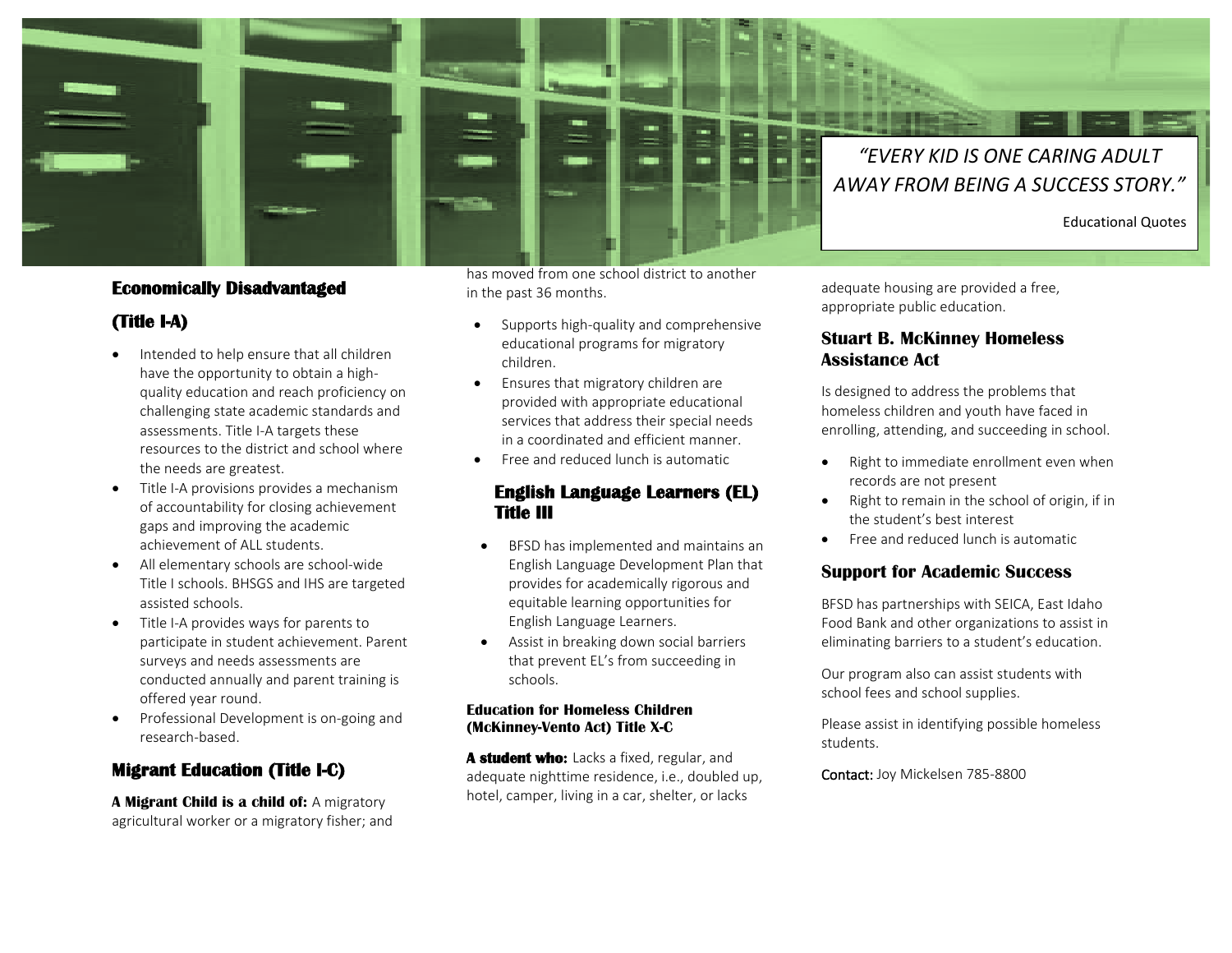> *"EVERY KID IS ONE CARING ADULT AWAY FROM BEING A SUCCESS STORY."*
>
> Educational Quotes

## Economically Disadvantaged (Title I-A)

- Intended to help ensure that all children have the opportunity to obtain a high-quality education and reach proficiency on challenging state academic standards and assessments. Title I-A targets these resources to the district and school where the needs are greatest.
- Title I-A provisions provides a mechanism of accountability for closing achievement gaps and improving the academic achievement of ALL students.
- All elementary schools are school-wide Title I schools. BHSGS and IHS are targeted assisted schools.
- Title I-A provides ways for parents to participate in student achievement. Parent surveys and needs assessments are conducted annually and parent training is offered year round.
- Professional Development is on-going and research-based.

## Migrant Education (Title I-C)

**A Migrant Child is a child of:** A migratory agricultural worker or a migratory fisher; and has moved from one school district to another in the past 36 months.

- Supports high-quality and comprehensive educational programs for migratory children.
- Ensures that migratory children are provided with appropriate educational services that address their special needs in a coordinated and efficient manner.
- Free and reduced lunch is automatic

## English Language Learners (EL) Title III

- BFSD has implemented and maintains an English Language Development Plan that provides for academically rigorous and equitable learning opportunities for English Language Learners.
- Assist in breaking down social barriers that prevent EL's from succeeding in schools.

### Education for Homeless Children (McKinney-Vento Act) Title X-C

**A student who:** Lacks a fixed, regular, and adequate nighttime residence, i.e., doubled up, hotel, camper, living in a car, shelter, or lacks adequate housing are provided a free, appropriate public education.

## Stuart B. McKinney Homeless Assistance Act

Is designed to address the problems that homeless children and youth have faced in enrolling, attending, and succeeding in school.

- Right to immediate enrollment even when records are not present
- Right to remain in the school of origin, if in the student's best interest
- Free and reduced lunch is automatic

## Support for Academic Success

BFSD has partnerships with SEICA, East Idaho Food Bank and other organizations to assist in eliminating barriers to a student's education.

Our program also can assist students with school fees and school supplies.

Please assist in identifying possible homeless students.

Contact: Joy Mickelsen 785-8800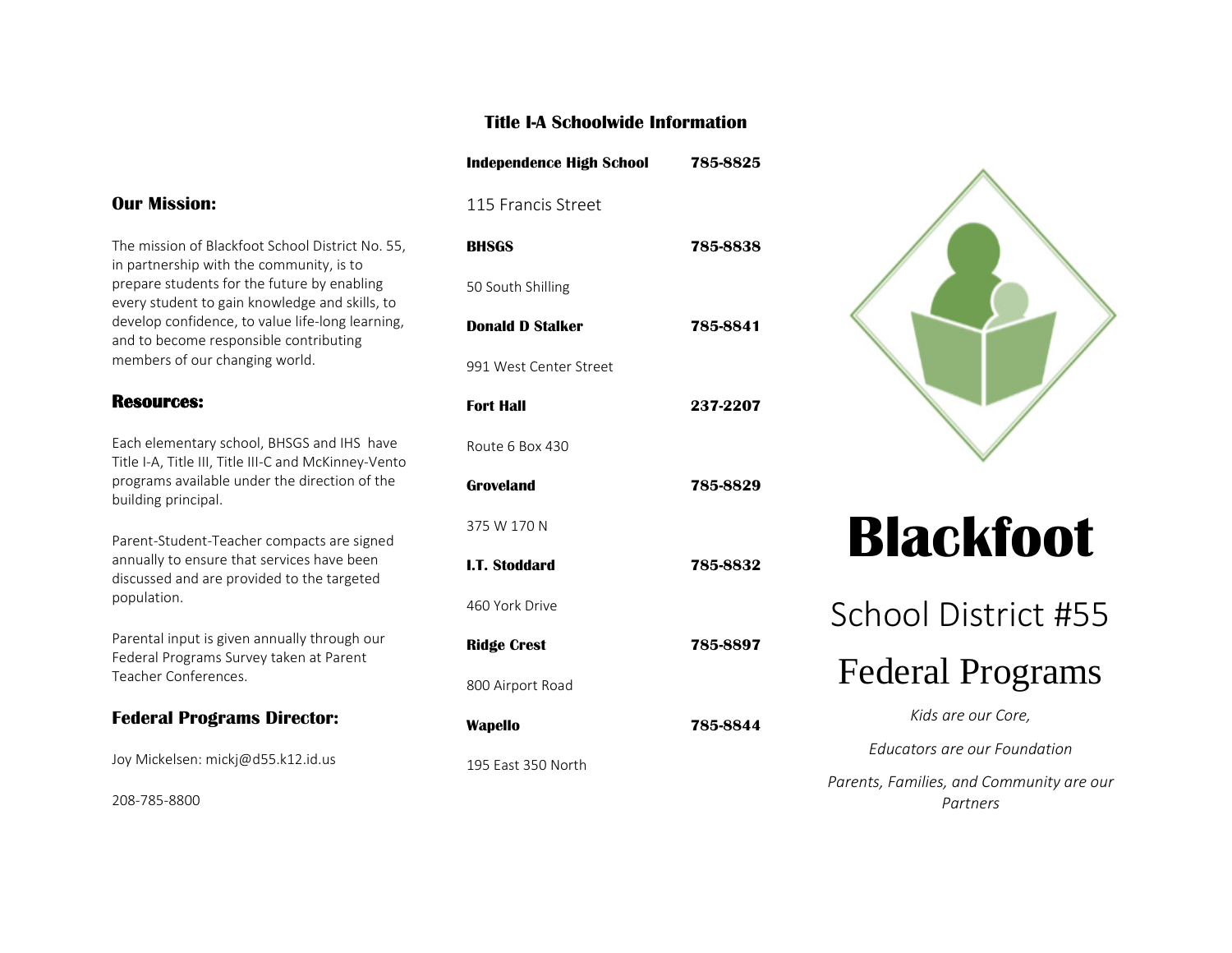## Our Mission:

The mission of Blackfoot School District No. 55, in partnership with the community, is to prepare students for the future by enabling every student to gain knowledge and skills, to develop confidence, to value life-long learning, and to become responsible contributing members of our changing world.

## Resources:

Each elementary school, BHSGS and IHS have Title I-A, Title III, Title III-C and McKinney-Vento programs available under the direction of the building principal.

Parent-Student-Teacher compacts are signed annually to ensure that services have been discussed and are provided to the targeted population.

Parental input is given annually through our Federal Programs Survey taken at Parent Teacher Conferences.

## Federal Programs Director:

Joy Mickelsen: mickj@d55.k12.id.us

208-785-8800

## Title I-A Schoolwide Information

**Independence High School** **785-8825**

115 Francis Street

**BHSGS** **785-8838**

50 South Shilling

**Donald D Stalker** **785-8841**

991 West Center Street

**Fort Hall** **237-2207**

Route 6 Box 430

**Groveland** **785-8829**

375 W 170 N

**I.T. Stoddard** **785-8832**

460 York Drive

**Ridge Crest** **785-8897**

800 Airport Road

**Wapello** **785-8844**

195 East 350 North

# Blackfoot

School District #55

Federal Programs

*Kids are our Core,*

*Educators are our Foundation*

*Parents, Families, and Community are our Partners*